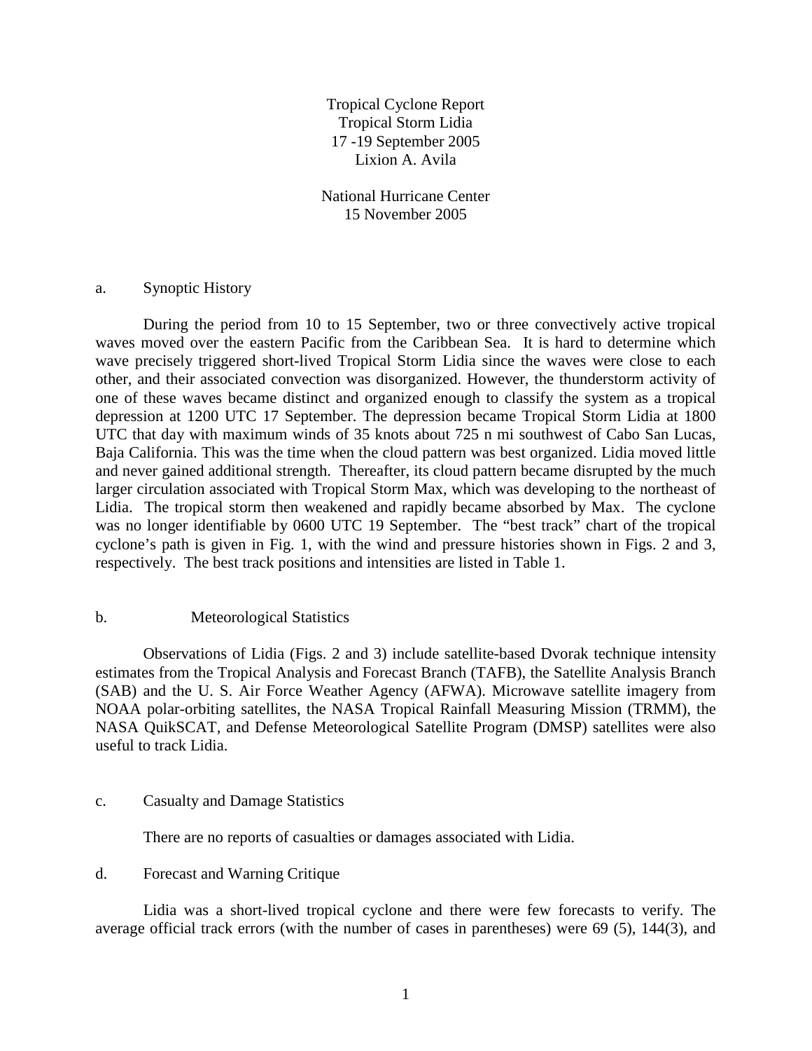# Tropical Cyclone Report
## Tropical Storm Lidia
### 17 -19 September 2005
Lixion A. Avila

National Hurricane Center
15 November 2005

## a. Synoptic History

During the period from 10 to 15 September, two or three convectively active tropical waves moved over the eastern Pacific from the Caribbean Sea. It is hard to determine which wave precisely triggered short-lived Tropical Storm Lidia since the waves were close to each other, and their associated convection was disorganized. However, the thunderstorm activity of one of these waves became distinct and organized enough to classify the system as a tropical depression at 1200 UTC 17 September. The depression became Tropical Storm Lidia at 1800 UTC that day with maximum winds of 35 knots about 725 n mi southwest of Cabo San Lucas, Baja California. This was the time when the cloud pattern was best organized. Lidia moved little and never gained additional strength. Thereafter, its cloud pattern became disrupted by the much larger circulation associated with Tropical Storm Max, which was developing to the northeast of Lidia. The tropical storm then weakened and rapidly became absorbed by Max. The cyclone was no longer identifiable by 0600 UTC 19 September. The "best track" chart of the tropical cyclone's path is given in Fig. 1, with the wind and pressure histories shown in Figs. 2 and 3, respectively. The best track positions and intensities are listed in Table 1.

## b. Meteorological Statistics

Observations of Lidia (Figs. 2 and 3) include satellite-based Dvorak technique intensity estimates from the Tropical Analysis and Forecast Branch (TAFB), the Satellite Analysis Branch (SAB) and the U. S. Air Force Weather Agency (AFWA). Microwave satellite imagery from NOAA polar-orbiting satellites, the NASA Tropical Rainfall Measuring Mission (TRMM), the NASA QuikSCAT, and Defense Meteorological Satellite Program (DMSP) satellites were also useful to track Lidia.

## c. Casualty and Damage Statistics

There are no reports of casualties or damages associated with Lidia.

## d. Forecast and Warning Critique

Lidia was a short-lived tropical cyclone and there were few forecasts to verify. The average official track errors (with the number of cases in parentheses) were 69 (5), 144(3), and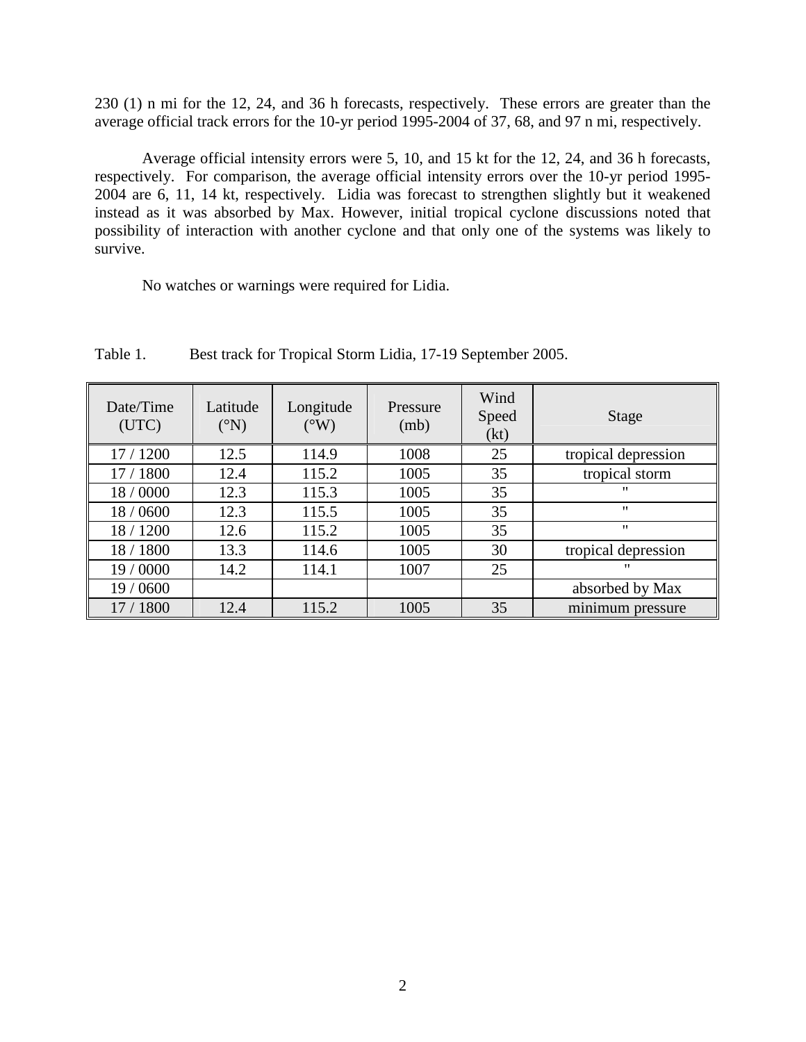230 (1) n mi for the 12, 24, and 36 h forecasts, respectively. These errors are greater than the average official track errors for the 10-yr period 1995-2004 of 37, 68, and 97 n mi, respectively.

Average official intensity errors were 5, 10, and 15 kt for the 12, 24, and 36 h forecasts, respectively. For comparison, the average official intensity errors over the 10-yr period 1995-2004 are 6, 11, 14 kt, respectively. Lidia was forecast to strengthen slightly but it weakened instead as it was absorbed by Max. However, initial tropical cyclone discussions noted that possibility of interaction with another cyclone and that only one of the systems was likely to survive.

No watches or warnings were required for Lidia.

Table 1. Best track for Tropical Storm Lidia, 17-19 September 2005.

| Date/Time (UTC) | Latitude (°N) | Longitude (°W) | Pressure (mb) | Wind Speed (kt) | Stage |
|---|---|---|---|---|---|
| 17 / 1200 | 12.5 | 114.9 | 1008 | 25 | tropical depression |
| 17 / 1800 | 12.4 | 115.2 | 1005 | 35 | tropical storm |
| 18 / 0000 | 12.3 | 115.3 | 1005 | 35 | " |
| 18 / 0600 | 12.3 | 115.5 | 1005 | 35 | " |
| 18 / 1200 | 12.6 | 115.2 | 1005 | 35 | " |
| 18 / 1800 | 13.3 | 114.6 | 1005 | 30 | tropical depression |
| 19 / 0000 | 14.2 | 114.1 | 1007 | 25 | " |
| 19 / 0600 | | | | | absorbed by Max |
| 17 / 1800 | 12.4 | 115.2 | 1005 | 35 | minimum pressure |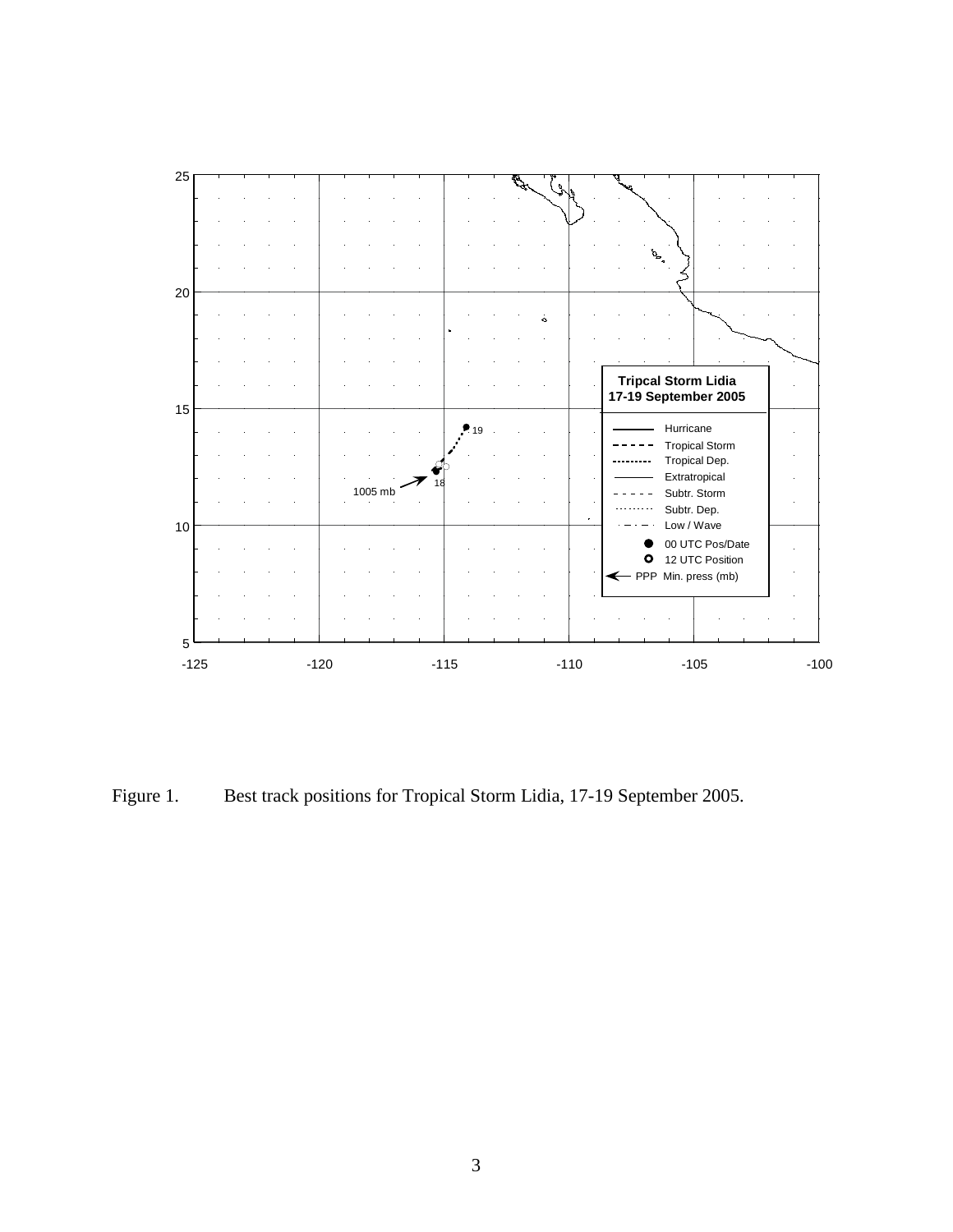Figure 1. Best track positions for Tropical Storm Lidia, 17-19 September 2005.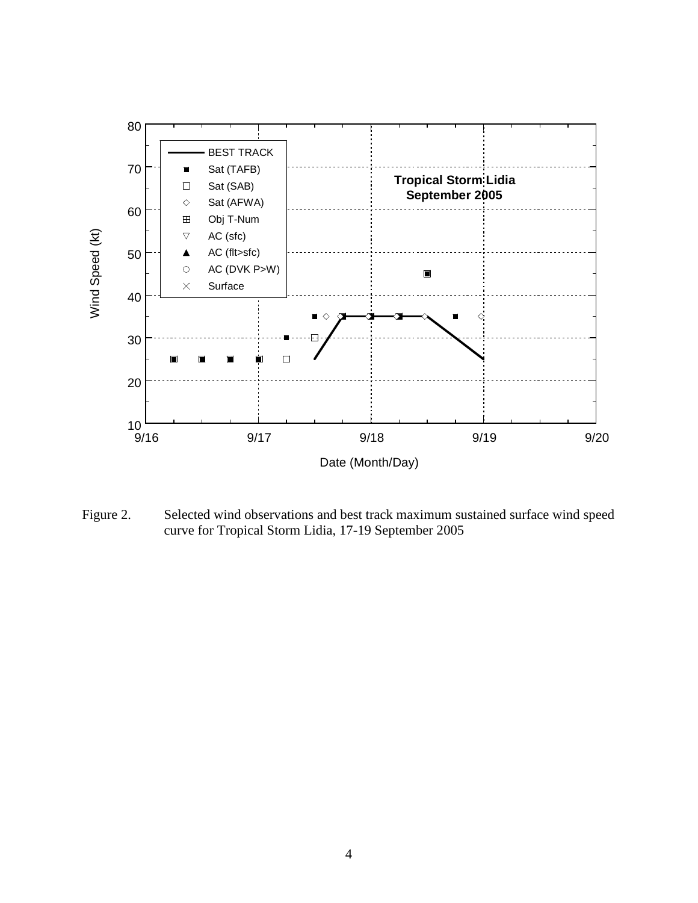Figure 2. Selected wind observations and best track maximum sustained surface wind speed curve for Tropical Storm Lidia, 17-19 September 2005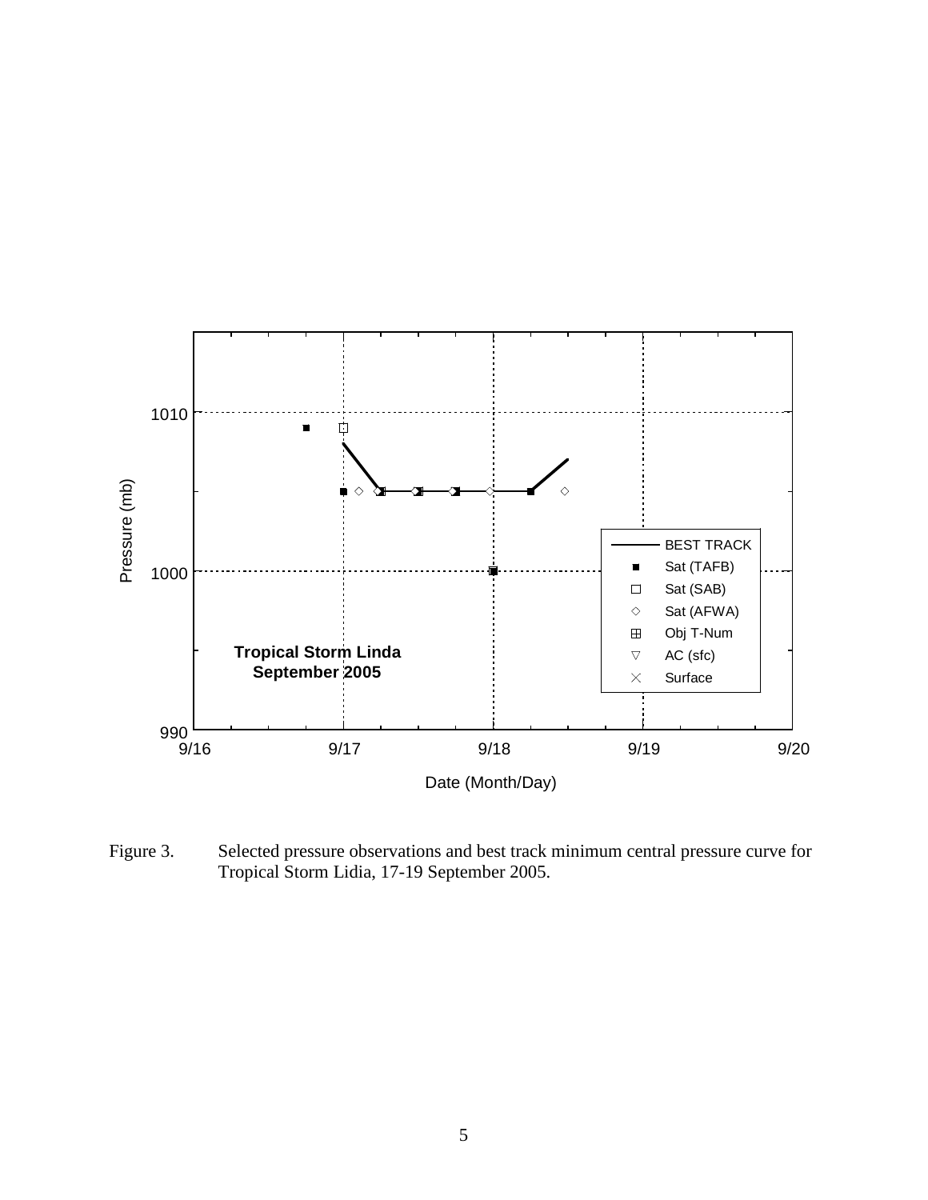1010

1000

990

Pressure (mb)

9/16

9/17

9/18

9/19

9/20

Date (Month/Day)

**Tropical Storm Linda**
**September 2005**

BEST TRACK
Sat (TAFB)
Sat (SAB)
Sat (AFWA)
Obj T-Num
AC (sfc)
Surface

Figure 3. Selected pressure observations and best track minimum central pressure curve for Tropical Storm Lidia, 17-19 September 2005.